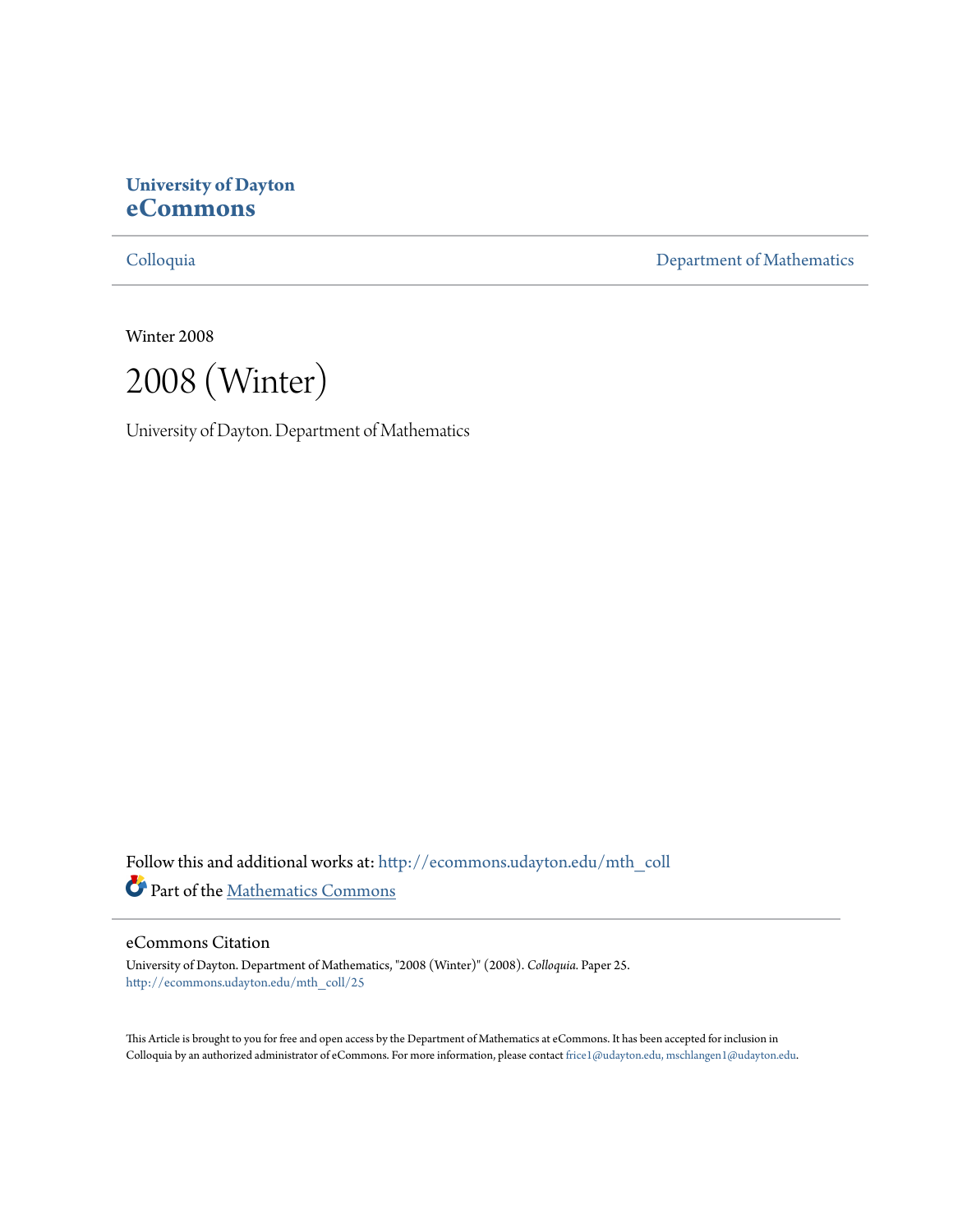**University of Dayton**
**eCommons**

Colloquia | Department of Mathematics

Winter 2008

# 2008 (Winter)

University of Dayton. Department of Mathematics

Follow this and additional works at: http://ecommons.udayton.edu/mth_coll

Part of the [Mathematics Commons](http://network.bepress.com/hgg/discipline/174?utm_source=ecommons.udayton.edu%2Fmth_coll%2F25&utm_medium=PDF&utm_campaign=PDFCoverPages)

## eCommons Citation

University of Dayton. Department of Mathematics, "2008 (Winter)" (2008). *Colloquia*. Paper 25.
http://ecommons.udayton.edu/mth_coll/25

This Article is brought to you for free and open access by the Department of Mathematics at eCommons. It has been accepted for inclusion in Colloquia by an authorized administrator of eCommons. For more information, please contact frice1@udayton.edu, mschlangen1@udayton.edu.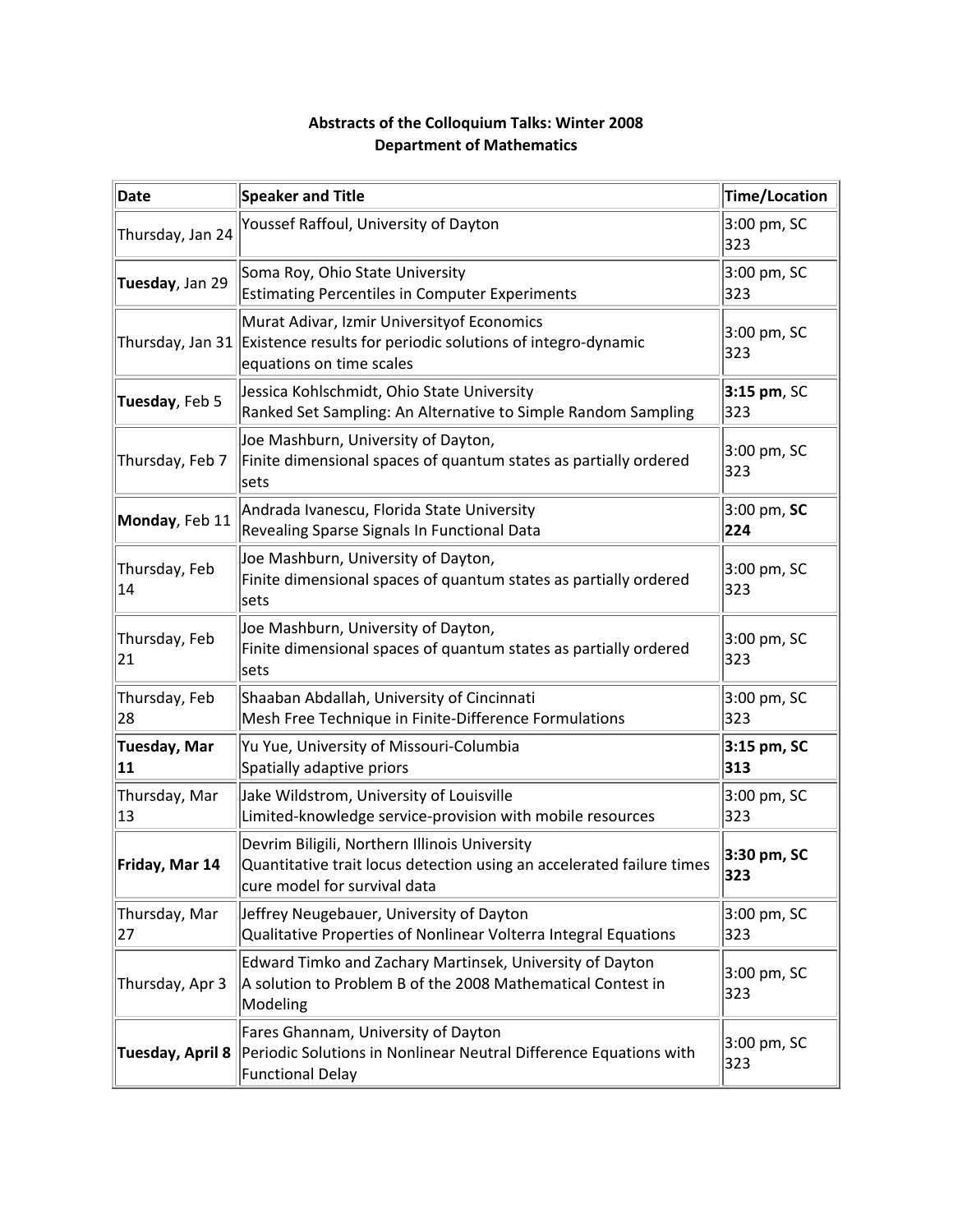**Abstracts of the Colloquium Talks: Winter 2008**
**Department of Mathematics**

| Date | Speaker and Title | Time/Location |
|---|---|---|
| Thursday, Jan 24 | Youssef Raffoul, University of Dayton | 3:00 pm, SC 323 |
| **Tuesday**, Jan 29 | Soma Roy, Ohio State University<br>Estimating Percentiles in Computer Experiments | 3:00 pm, SC 323 |
| Thursday, Jan 31 | Murat Adivar, Izmir Universityof Economics<br>Existence results for periodic solutions of integro-dynamic equations on time scales | 3:00 pm, SC 323 |
| **Tuesday**, Feb 5 | Jessica Kohlschmidt, Ohio State University<br>Ranked Set Sampling: An Alternative to Simple Random Sampling | **3:15 pm**, SC 323 |
| Thursday, Feb 7 | Joe Mashburn, University of Dayton,<br>Finite dimensional spaces of quantum states as partially ordered sets | 3:00 pm, SC 323 |
| **Monday**, Feb 11 | Andrada Ivanescu, Florida State University<br>Revealing Sparse Signals In Functional Data | 3:00 pm, **SC 224** |
| Thursday, Feb 14 | Joe Mashburn, University of Dayton,<br>Finite dimensional spaces of quantum states as partially ordered sets | 3:00 pm, SC 323 |
| Thursday, Feb 21 | Joe Mashburn, University of Dayton,<br>Finite dimensional spaces of quantum states as partially ordered sets | 3:00 pm, SC 323 |
| Thursday, Feb 28 | Shaaban Abdallah, University of Cincinnati<br>Mesh Free Technique in Finite-Difference Formulations | 3:00 pm, SC 323 |
| **Tuesday, Mar 11** | Yu Yue, University of Missouri-Columbia<br>Spatially adaptive priors | **3:15 pm, SC 313** |
| Thursday, Mar 13 | Jake Wildstrom, University of Louisville<br>Limited-knowledge service-provision with mobile resources | 3:00 pm, SC 323 |
| **Friday, Mar 14** | Devrim Biligili, Northern Illinois University<br>Quantitative trait locus detection using an accelerated failure times cure model for survival data | **3:30 pm, SC 323** |
| Thursday, Mar 27 | Jeffrey Neugebauer, University of Dayton<br>Qualitative Properties of Nonlinear Volterra Integral Equations | 3:00 pm, SC 323 |
| Thursday, Apr 3 | Edward Timko and Zachary Martinsek, University of Dayton<br>A solution to Problem B of the 2008 Mathematical Contest in Modeling | 3:00 pm, SC 323 |
| **Tuesday, April 8** | Fares Ghannam, University of Dayton<br>Periodic Solutions in Nonlinear Neutral Difference Equations with Functional Delay | 3:00 pm, SC 323 |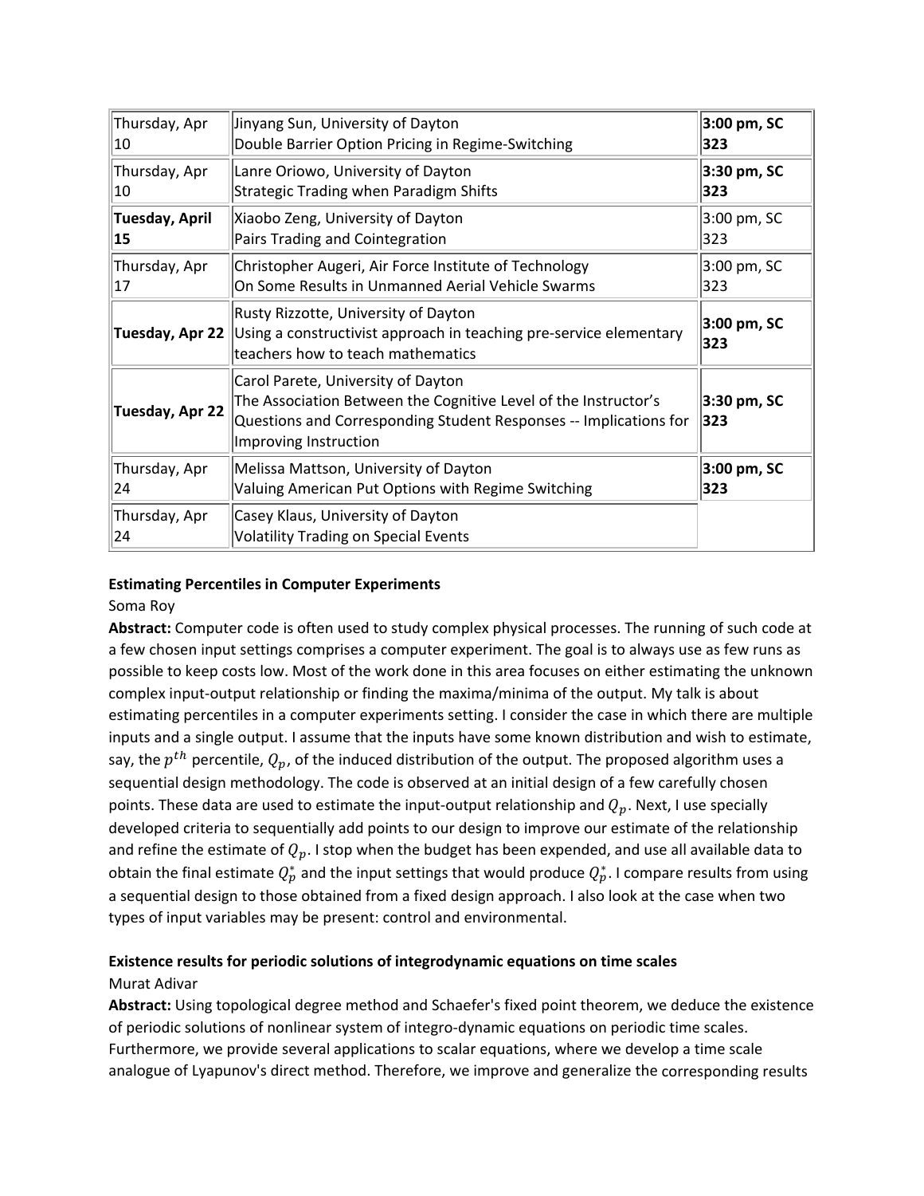| Thursday, Apr 10 | Jinyang Sun, University of Dayton<br>Double Barrier Option Pricing in Regime-Switching | **3:00 pm, SC 323** |
|---|---|---|
| Thursday, Apr 10 | Lanre Oriowo, University of Dayton<br>Strategic Trading when Paradigm Shifts | **3:30 pm, SC 323** |
| **Tuesday, April 15** | Xiaobo Zeng, University of Dayton<br>Pairs Trading and Cointegration | 3:00 pm, SC 323 |
| Thursday, Apr 17 | Christopher Augeri, Air Force Institute of Technology<br>On Some Results in Unmanned Aerial Vehicle Swarms | 3:00 pm, SC 323 |
| **Tuesday, Apr 22** | Rusty Rizzotte, University of Dayton<br>Using a constructivist approach in teaching pre-service elementary teachers how to teach mathematics | **3:00 pm, SC 323** |
| **Tuesday, Apr 22** | Carol Parete, University of Dayton<br>The Association Between the Cognitive Level of the Instructor's Questions and Corresponding Student Responses -- Implications for Improving Instruction | **3:30 pm, SC 323** |
| Thursday, Apr 24 | Melissa Mattson, University of Dayton<br>Valuing American Put Options with Regime Switching | **3:00 pm, SC 323** |
| Thursday, Apr 24 | Casey Klaus, University of Dayton<br>Volatility Trading on Special Events | |

**Estimating Percentiles in Computer Experiments**

Soma Roy

**Abstract:** Computer code is often used to study complex physical processes. The running of such code at a few chosen input settings comprises a computer experiment. The goal is to always use as few runs as possible to keep costs low. Most of the work done in this area focuses on either estimating the unknown complex input-output relationship or finding the maxima/minima of the output. My talk is about estimating percentiles in a computer experiments setting. I consider the case in which there are multiple inputs and a single output. I assume that the inputs have some known distribution and wish to estimate, say, the $p^{th}$ percentile, $Q_p$, of the induced distribution of the output. The proposed algorithm uses a sequential design methodology. The code is observed at an initial design of a few carefully chosen points. These data are used to estimate the input-output relationship and $Q_p$. Next, I use specially developed criteria to sequentially add points to our design to improve our estimate of the relationship and refine the estimate of $Q_p$. I stop when the budget has been expended, and use all available data to obtain the final estimate $Q_p^*$ and the input settings that would produce $Q_p^*$. I compare results from using a sequential design to those obtained from a fixed design approach. I also look at the case when two types of input variables may be present: control and environmental.

**Existence results for periodic solutions of integrodynamic equations on time scales**

Murat Adivar

**Abstract:** Using topological degree method and Schaefer's fixed point theorem, we deduce the existence of periodic solutions of nonlinear system of integro-dynamic equations on periodic time scales. Furthermore, we provide several applications to scalar equations, where we develop a time scale analogue of Lyapunov's direct method. Therefore, we improve and generalize the corresponding results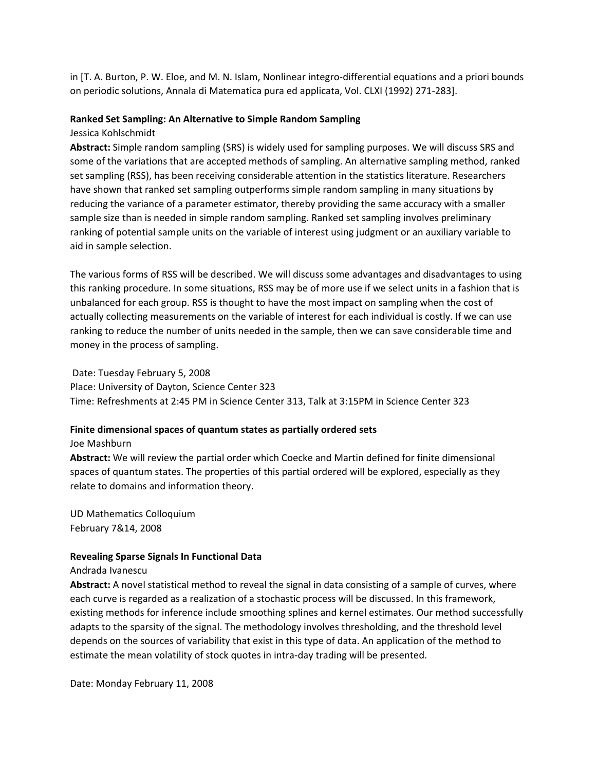in [T. A. Burton, P. W. Eloe, and M. N. Islam, Nonlinear integro-differential equations and a priori bounds on periodic solutions, Annala di Matematica pura ed applicata, Vol. CLXI (1992) 271-283].

**Ranked Set Sampling: An Alternative to Simple Random Sampling**

Jessica Kohlschmidt

**Abstract:** Simple random sampling (SRS) is widely used for sampling purposes. We will discuss SRS and some of the variations that are accepted methods of sampling. An alternative sampling method, ranked set sampling (RSS), has been receiving considerable attention in the statistics literature. Researchers have shown that ranked set sampling outperforms simple random sampling in many situations by reducing the variance of a parameter estimator, thereby providing the same accuracy with a smaller sample size than is needed in simple random sampling. Ranked set sampling involves preliminary ranking of potential sample units on the variable of interest using judgment or an auxiliary variable to aid in sample selection.

The various forms of RSS will be described. We will discuss some advantages and disadvantages to using this ranking procedure. In some situations, RSS may be of more use if we select units in a fashion that is unbalanced for each group. RSS is thought to have the most impact on sampling when the cost of actually collecting measurements on the variable of interest for each individual is costly. If we can use ranking to reduce the number of units needed in the sample, then we can save considerable time and money in the process of sampling.

Date: Tuesday February 5, 2008

Place: University of Dayton, Science Center 323

Time: Refreshments at 2:45 PM in Science Center 313, Talk at 3:15PM in Science Center 323

**Finite dimensional spaces of quantum states as partially ordered sets**

Joe Mashburn

**Abstract:** We will review the partial order which Coecke and Martin defined for finite dimensional spaces of quantum states. The properties of this partial ordered will be explored, especially as they relate to domains and information theory.

UD Mathematics Colloquium

February 7&14, 2008

**Revealing Sparse Signals In Functional Data**

Andrada Ivanescu

**Abstract:** A novel statistical method to reveal the signal in data consisting of a sample of curves, where each curve is regarded as a realization of a stochastic process will be discussed. In this framework, existing methods for inference include smoothing splines and kernel estimates. Our method successfully adapts to the sparsity of the signal. The methodology involves thresholding, and the threshold level depends on the sources of variability that exist in this type of data. An application of the method to estimate the mean volatility of stock quotes in intra-day trading will be presented.

Date: Monday February 11, 2008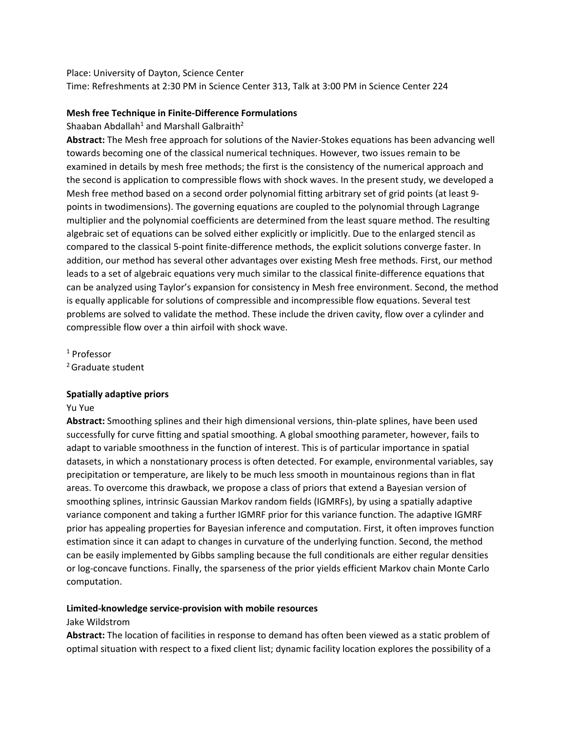Place: University of Dayton, Science Center
Time: Refreshments at 2:30 PM in Science Center 313, Talk at 3:00 PM in Science Center 224

**Mesh free Technique in Finite-Difference Formulations**

Shaaban Abdallah[1] and Marshall Galbraith[2]

**Abstract:** The Mesh free approach for solutions of the Navier-Stokes equations has been advancing well towards becoming one of the classical numerical techniques. However, two issues remain to be examined in details by mesh free methods; the first is the consistency of the numerical approach and the second is application to compressible flows with shock waves. In the present study, we developed a Mesh free method based on a second order polynomial fitting arbitrary set of grid points (at least 9-points in twodimensions). The governing equations are coupled to the polynomial through Lagrange multiplier and the polynomial coefficients are determined from the least square method. The resulting algebraic set of equations can be solved either explicitly or implicitly. Due to the enlarged stencil as compared to the classical 5-point finite-difference methods, the explicit solutions converge faster. In addition, our method has several other advantages over existing Mesh free methods. First, our method leads to a set of algebraic equations very much similar to the classical finite-difference equations that can be analyzed using Taylor's expansion for consistency in Mesh free environment. Second, the method is equally applicable for solutions of compressible and incompressible flow equations. Several test problems are solved to validate the method. These include the driven cavity, flow over a cylinder and compressible flow over a thin airfoil with shock wave.

[1] Professor
[2] Graduate student

**Spatially adaptive priors**

Yu Yue

**Abstract:** Smoothing splines and their high dimensional versions, thin-plate splines, have been used successfully for curve fitting and spatial smoothing. A global smoothing parameter, however, fails to adapt to variable smoothness in the function of interest. This is of particular importance in spatial datasets, in which a nonstationary process is often detected. For example, environmental variables, say precipitation or temperature, are likely to be much less smooth in mountainous regions than in flat areas. To overcome this drawback, we propose a class of priors that extend a Bayesian version of smoothing splines, intrinsic Gaussian Markov random fields (IGMRFs), by using a spatially adaptive variance component and taking a further IGMRF prior for this variance function. The adaptive IGMRF prior has appealing properties for Bayesian inference and computation. First, it often improves function estimation since it can adapt to changes in curvature of the underlying function. Second, the method can be easily implemented by Gibbs sampling because the full conditionals are either regular densities or log-concave functions. Finally, the sparseness of the prior yields efficient Markov chain Monte Carlo computation.

**Limited-knowledge service-provision with mobile resources**

Jake Wildstrom

**Abstract:** The location of facilities in response to demand has often been viewed as a static problem of optimal situation with respect to a fixed client list; dynamic facility location explores the possibility of a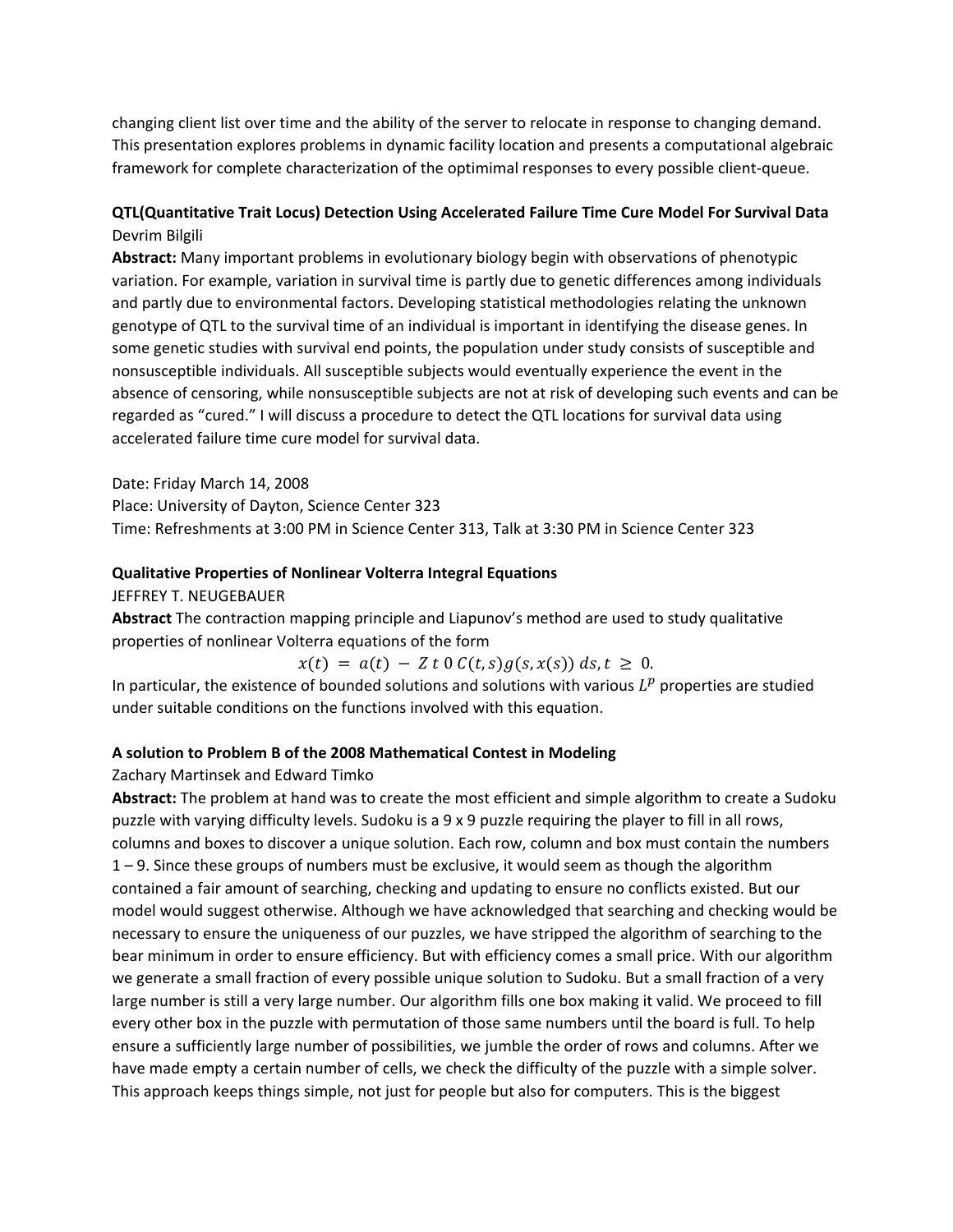changing client list over time and the ability of the server to relocate in response to changing demand. This presentation explores problems in dynamic facility location and presents a computational algebraic framework for complete characterization of the optimimal responses to every possible client-queue.

**QTL(Quantitative Trait Locus) Detection Using Accelerated Failure Time Cure Model For Survival Data**
Devrim Bilgili

**Abstract:** Many important problems in evolutionary biology begin with observations of phenotypic variation. For example, variation in survival time is partly due to genetic differences among individuals and partly due to environmental factors. Developing statistical methodologies relating the unknown genotype of QTL to the survival time of an individual is important in identifying the disease genes. In some genetic studies with survival end points, the population under study consists of susceptible and nonsusceptible individuals. All susceptible subjects would eventually experience the event in the absence of censoring, while nonsusceptible subjects are not at risk of developing such events and can be regarded as "cured." I will discuss a procedure to detect the QTL locations for survival data using accelerated failure time cure model for survival data.

Date: Friday March 14, 2008
Place: University of Dayton, Science Center 323
Time: Refreshments at 3:00 PM in Science Center 313, Talk at 3:30 PM in Science Center 323

**Qualitative Properties of Nonlinear Volterra Integral Equations**
JEFFREY T. NEUGEBAUER

**Abstract** The contraction mapping principle and Liapunov's method are used to study qualitative properties of nonlinear Volterra equations of the form

$$x(t) = a(t) - \int_0^t C(t,s)g(s,x(s))\,ds, t \geq 0.$$

In particular, the existence of bounded solutions and solutions with various $L^p$ properties are studied under suitable conditions on the functions involved with this equation.

**A solution to Problem B of the 2008 Mathematical Contest in Modeling**
Zachary Martinsek and Edward Timko

**Abstract:** The problem at hand was to create the most efficient and simple algorithm to create a Sudoku puzzle with varying difficulty levels. Sudoku is a 9 x 9 puzzle requiring the player to fill in all rows, columns and boxes to discover a unique solution. Each row, column and box must contain the numbers 1 – 9. Since these groups of numbers must be exclusive, it would seem as though the algorithm contained a fair amount of searching, checking and updating to ensure no conflicts existed. But our model would suggest otherwise. Although we have acknowledged that searching and checking would be necessary to ensure the uniqueness of our puzzles, we have stripped the algorithm of searching to the bear minimum in order to ensure efficiency. But with efficiency comes a small price. With our algorithm we generate a small fraction of every possible unique solution to Sudoku. But a small fraction of a very large number is still a very large number. Our algorithm fills one box making it valid. We proceed to fill every other box in the puzzle with permutation of those same numbers until the board is full. To help ensure a sufficiently large number of possibilities, we jumble the order of rows and columns. After we have made empty a certain number of cells, we check the difficulty of the puzzle with a simple solver. This approach keeps things simple, not just for people but also for computers. This is the biggest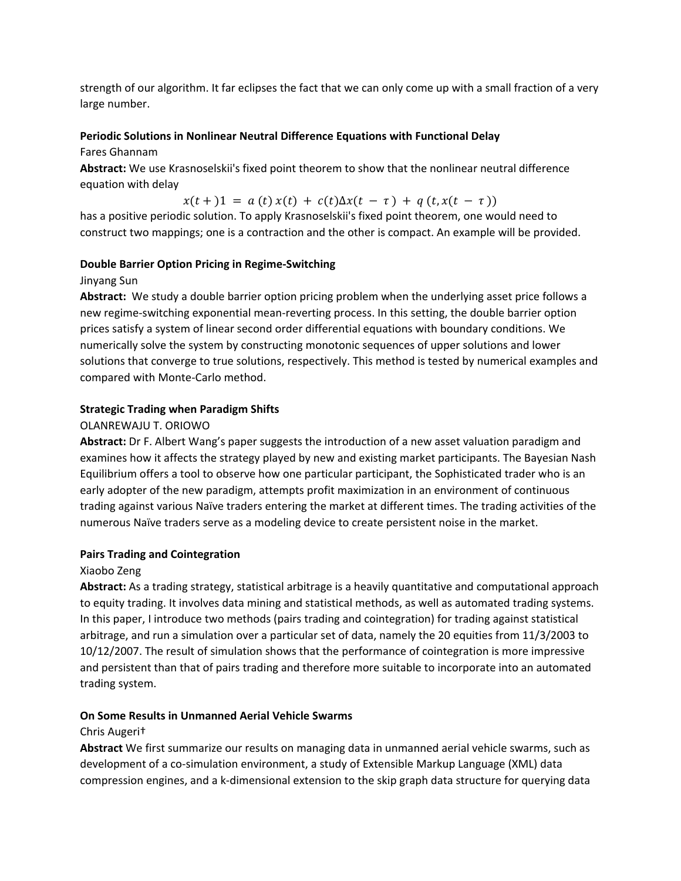strength of our algorithm. It far eclipses the fact that we can only come up with a small fraction of a very large number.

**Periodic Solutions in Nonlinear Neutral Difference Equations with Functional Delay**

Fares Ghannam

**Abstract:** We use Krasnoselskii's fixed point theorem to show that the nonlinear neutral difference equation with delay

$$x(t+)1 = a\,(t)\,x(t) + c(t)\Delta x(t-\tau) + q\,(t, x(t-\tau))$$

has a positive periodic solution. To apply Krasnoselskii's fixed point theorem, one would need to construct two mappings; one is a contraction and the other is compact. An example will be provided.

**Double Barrier Option Pricing in Regime-Switching**

Jinyang Sun

**Abstract:** We study a double barrier option pricing problem when the underlying asset price follows a new regime-switching exponential mean-reverting process. In this setting, the double barrier option prices satisfy a system of linear second order differential equations with boundary conditions. We numerically solve the system by constructing monotonic sequences of upper solutions and lower solutions that converge to true solutions, respectively. This method is tested by numerical examples and compared with Monte-Carlo method.

**Strategic Trading when Paradigm Shifts**

OLANREWAJU T. ORIOWO

**Abstract:** Dr F. Albert Wang's paper suggests the introduction of a new asset valuation paradigm and examines how it affects the strategy played by new and existing market participants. The Bayesian Nash Equilibrium offers a tool to observe how one particular participant, the Sophisticated trader who is an early adopter of the new paradigm, attempts profit maximization in an environment of continuous trading against various Naïve traders entering the market at different times. The trading activities of the numerous Naïve traders serve as a modeling device to create persistent noise in the market.

**Pairs Trading and Cointegration**

Xiaobo Zeng

**Abstract:** As a trading strategy, statistical arbitrage is a heavily quantitative and computational approach to equity trading. It involves data mining and statistical methods, as well as automated trading systems. In this paper, I introduce two methods (pairs trading and cointegration) for trading against statistical arbitrage, and run a simulation over a particular set of data, namely the 20 equities from 11/3/2003 to 10/12/2007. The result of simulation shows that the performance of cointegration is more impressive and persistent than that of pairs trading and therefore more suitable to incorporate into an automated trading system.

**On Some Results in Unmanned Aerial Vehicle Swarms**

Chris Augeri†

**Abstract** We first summarize our results on managing data in unmanned aerial vehicle swarms, such as development of a co-simulation environment, a study of Extensible Markup Language (XML) data compression engines, and a k-dimensional extension to the skip graph data structure for querying data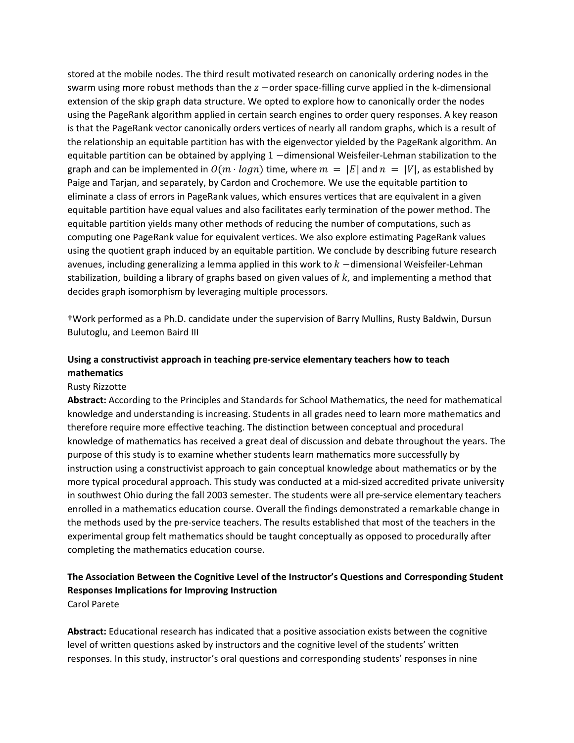stored at the mobile nodes. The third result motivated research on canonically ordering nodes in the swarm using more robust methods than the $z$ −order space-filling curve applied in the k-dimensional extension of the skip graph data structure. We opted to explore how to canonically order the nodes using the PageRank algorithm applied in certain search engines to order query responses. A key reason is that the PageRank vector canonically orders vertices of nearly all random graphs, which is a result of the relationship an equitable partition has with the eigenvector yielded by the PageRank algorithm. An equitable partition can be obtained by applying $1$ −dimensional Weisfeiler-Lehman stabilization to the graph and can be implemented in $O(m \cdot log n)$ time, where $m = |E|$ and $n = |V|$, as established by Paige and Tarjan, and separately, by Cardon and Crochemore. We use the equitable partition to eliminate a class of errors in PageRank values, which ensures vertices that are equivalent in a given equitable partition have equal values and also facilitates early termination of the power method. The equitable partition yields many other methods of reducing the number of computations, such as computing one PageRank value for equivalent vertices. We also explore estimating PageRank values using the quotient graph induced by an equitable partition. We conclude by describing future research avenues, including generalizing a lemma applied in this work to $k$ −dimensional Weisfeiler-Lehman stabilization, building a library of graphs based on given values of $k$, and implementing a method that decides graph isomorphism by leveraging multiple processors.

†Work performed as a Ph.D. candidate under the supervision of Barry Mullins, Rusty Baldwin, Dursun Bulutoglu, and Leemon Baird III

**Using a constructivist approach in teaching pre-service elementary teachers how to teach mathematics**

Rusty Rizzotte

**Abstract:** According to the Principles and Standards for School Mathematics, the need for mathematical knowledge and understanding is increasing. Students in all grades need to learn more mathematics and therefore require more effective teaching. The distinction between conceptual and procedural knowledge of mathematics has received a great deal of discussion and debate throughout the years. The purpose of this study is to examine whether students learn mathematics more successfully by instruction using a constructivist approach to gain conceptual knowledge about mathematics or by the more typical procedural approach. This study was conducted at a mid-sized accredited private university in southwest Ohio during the fall 2003 semester. The students were all pre-service elementary teachers enrolled in a mathematics education course. Overall the findings demonstrated a remarkable change in the methods used by the pre-service teachers. The results established that most of the teachers in the experimental group felt mathematics should be taught conceptually as opposed to procedurally after completing the mathematics education course.

**The Association Between the Cognitive Level of the Instructor's Questions and Corresponding Student Responses Implications for Improving Instruction**

Carol Parete

**Abstract:** Educational research has indicated that a positive association exists between the cognitive level of written questions asked by instructors and the cognitive level of the students' written responses. In this study, instructor's oral questions and corresponding students' responses in nine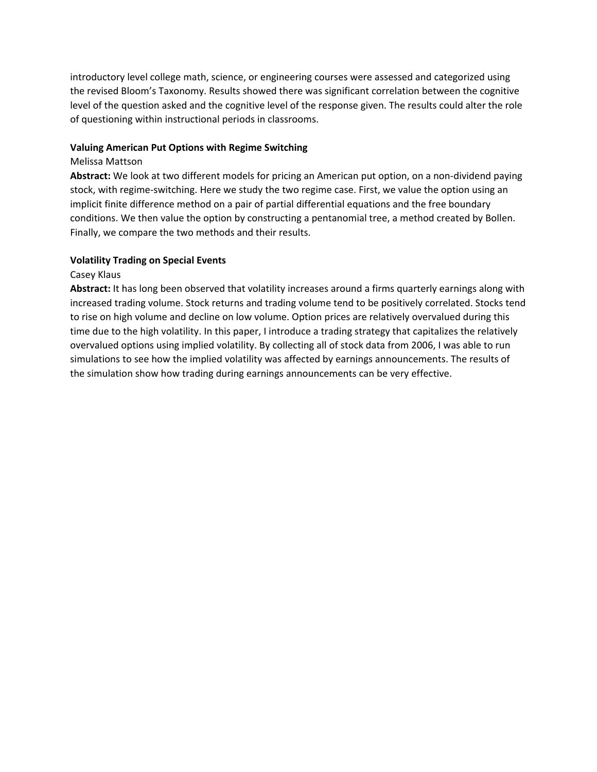introductory level college math, science, or engineering courses were assessed and categorized using the revised Bloom's Taxonomy. Results showed there was significant correlation between the cognitive level of the question asked and the cognitive level of the response given. The results could alter the role of questioning within instructional periods in classrooms.

**Valuing American Put Options with Regime Switching**

Melissa Mattson

**Abstract:** We look at two different models for pricing an American put option, on a non-dividend paying stock, with regime-switching. Here we study the two regime case. First, we value the option using an implicit finite difference method on a pair of partial differential equations and the free boundary conditions. We then value the option by constructing a pentanomial tree, a method created by Bollen. Finally, we compare the two methods and their results.

**Volatility Trading on Special Events**

Casey Klaus

**Abstract:** It has long been observed that volatility increases around a firms quarterly earnings along with increased trading volume. Stock returns and trading volume tend to be positively correlated. Stocks tend to rise on high volume and decline on low volume. Option prices are relatively overvalued during this time due to the high volatility. In this paper, I introduce a trading strategy that capitalizes the relatively overvalued options using implied volatility. By collecting all of stock data from 2006, I was able to run simulations to see how the implied volatility was affected by earnings announcements. The results of the simulation show how trading during earnings announcements can be very effective.